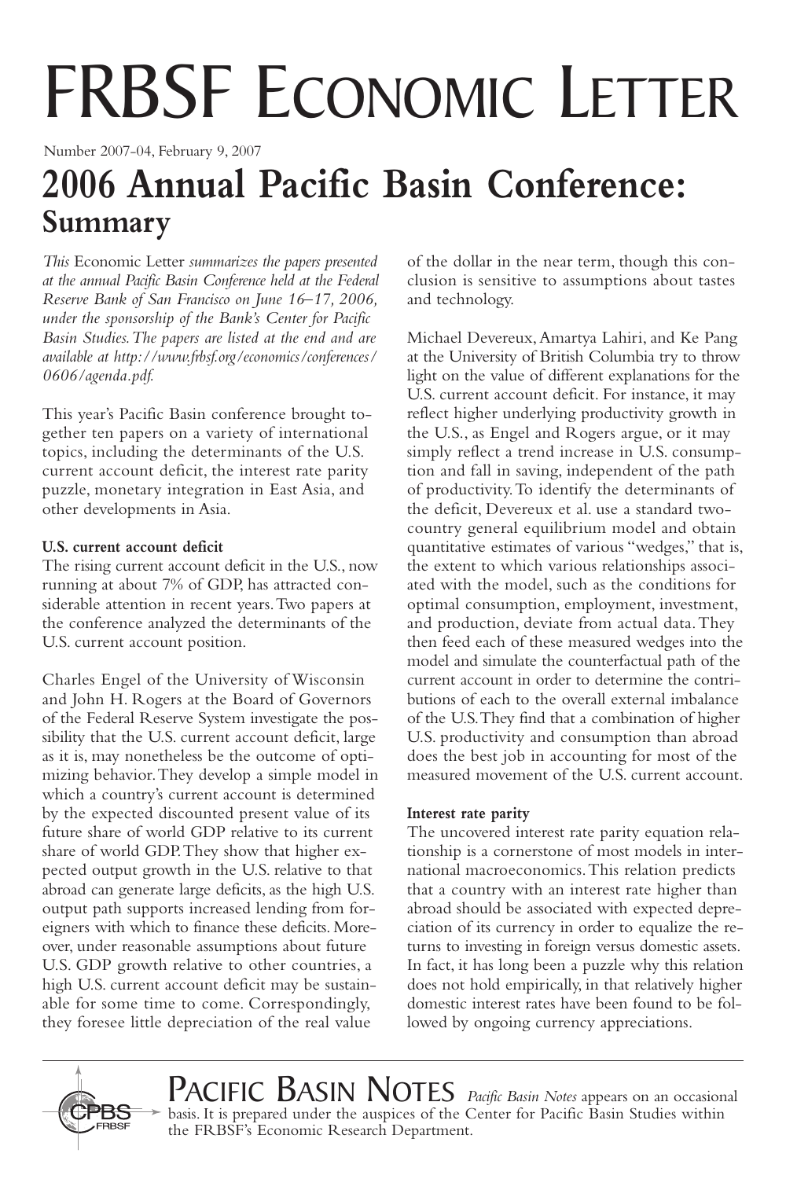# FRBSF Economic Letter

Number 2007-04, February 9, 2007

## 2006 Annual Pacific Basin Conference: Summary

*This* Economic Letter *summarizes the papers presented at the annual Pacific Basin Conference held at the Federal Reserve Bank of San Francisco on June 16–17, 2006, under the sponsorship of the Bank's Center for Pacific Basin Studies. The papers are listed at the end and are available at http://www.frbsf.org/economics/conferences/0606/agenda.pdf.*

This year's Pacific Basin conference brought together ten papers on a variety of international topics, including the determinants of the U.S. current account deficit, the interest rate parity puzzle, monetary integration in East Asia, and other developments in Asia.

**U.S. current account deficit**

The rising current account deficit in the U.S., now running at about 7% of GDP, has attracted considerable attention in recent years. Two papers at the conference analyzed the determinants of the U.S. current account position.

Charles Engel of the University of Wisconsin and John H. Rogers at the Board of Governors of the Federal Reserve System investigate the possibility that the U.S. current account deficit, large as it is, may nonetheless be the outcome of optimizing behavior. They develop a simple model in which a country's current account is determined by the expected discounted present value of its future share of world GDP relative to its current share of world GDP. They show that higher expected output growth in the U.S. relative to that abroad can generate large deficits, as the high U.S. output path supports increased lending from foreigners with which to finance these deficits. Moreover, under reasonable assumptions about future U.S. GDP growth relative to other countries, a high U.S. current account deficit may be sustainable for some time to come. Correspondingly, they foresee little depreciation of the real value of the dollar in the near term, though this conclusion is sensitive to assumptions about tastes and technology.

Michael Devereux, Amartya Lahiri, and Ke Pang at the University of British Columbia try to throw light on the value of different explanations for the U.S. current account deficit. For instance, it may reflect higher underlying productivity growth in the U.S., as Engel and Rogers argue, or it may simply reflect a trend increase in U.S. consumption and fall in saving, independent of the path of productivity. To identify the determinants of the deficit, Devereux et al. use a standard two-country general equilibrium model and obtain quantitative estimates of various "wedges," that is, the extent to which various relationships associated with the model, such as the conditions for optimal consumption, employment, investment, and production, deviate from actual data. They then feed each of these measured wedges into the model and simulate the counterfactual path of the current account in order to determine the contributions of each to the overall external imbalance of the U.S. They find that a combination of higher U.S. productivity and consumption than abroad does the best job in accounting for most of the measured movement of the U.S. current account.

**Interest rate parity**

The uncovered interest rate parity equation relationship is a cornerstone of most models in international macroeconomics. This relation predicts that a country with an interest rate higher than abroad should be associated with expected depreciation of its currency in order to equalize the returns to investing in foreign versus domestic assets. In fact, it has long been a puzzle why this relation does not hold empirically, in that relatively higher domestic interest rates have been found to be followed by ongoing currency appreciations.

PACIFIC BASIN NOTES *Pacific Basin Notes* appears on an occasional basis. It is prepared under the auspices of the Center for Pacific Basin Studies within the FRBSF's Economic Research Department.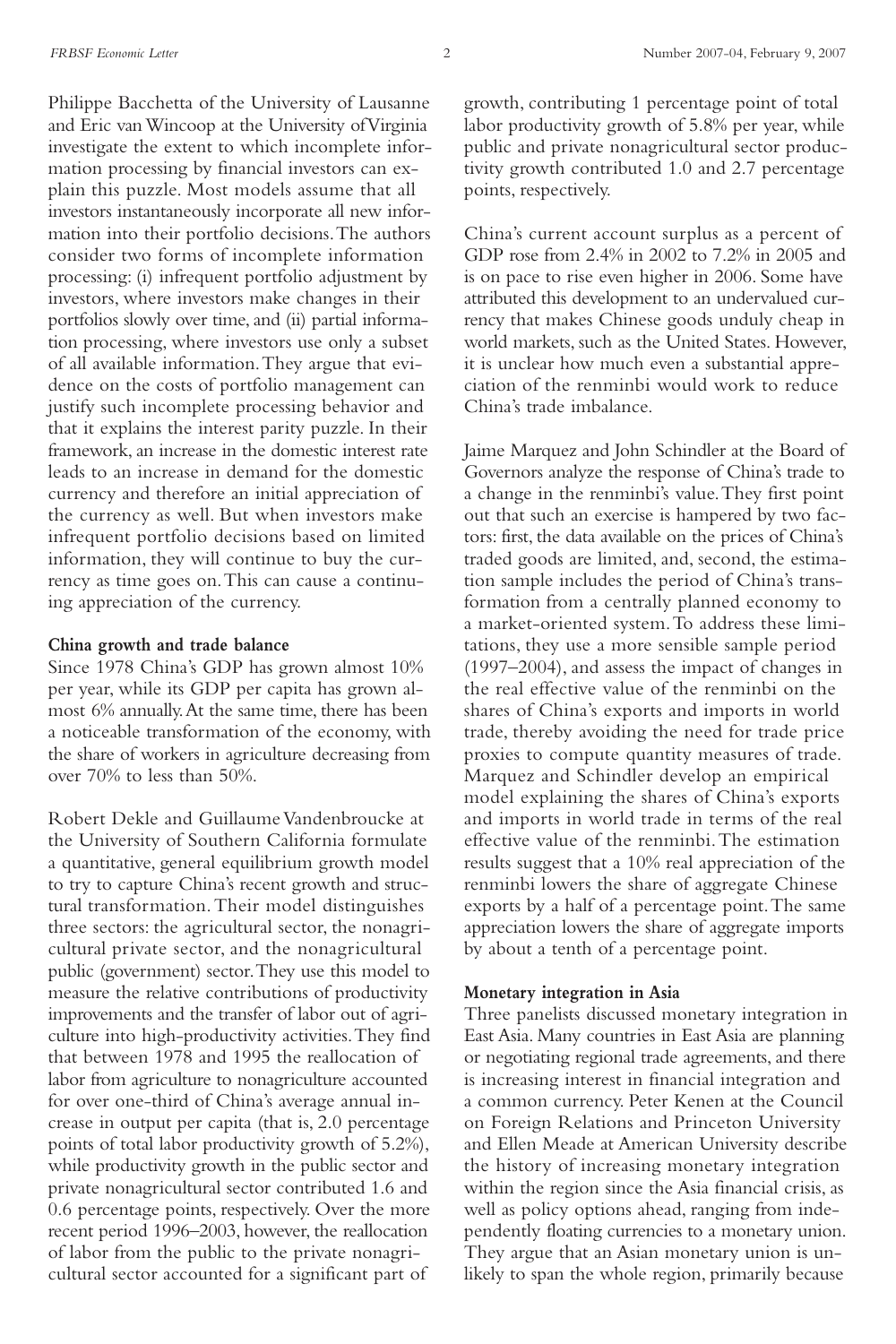Philippe Bacchetta of the University of Lausanne and Eric van Wincoop at the University of Virginia investigate the extent to which incomplete information processing by financial investors can explain this puzzle. Most models assume that all investors instantaneously incorporate all new information into their portfolio decisions. The authors consider two forms of incomplete information processing: (i) infrequent portfolio adjustment by investors, where investors make changes in their portfolios slowly over time, and (ii) partial information processing, where investors use only a subset of all available information. They argue that evidence on the costs of portfolio management can justify such incomplete processing behavior and that it explains the interest parity puzzle. In their framework, an increase in the domestic interest rate leads to an increase in demand for the domestic currency and therefore an initial appreciation of the currency as well. But when investors make infrequent portfolio decisions based on limited information, they will continue to buy the currency as time goes on. This can cause a continuing appreciation of the currency.

**China growth and trade balance**

Since 1978 China's GDP has grown almost 10% per year, while its GDP per capita has grown almost 6% annually. At the same time, there has been a noticeable transformation of the economy, with the share of workers in agriculture decreasing from over 70% to less than 50%.

Robert Dekle and Guillaume Vandenbroucke at the University of Southern California formulate a quantitative, general equilibrium growth model to try to capture China's recent growth and structural transformation. Their model distinguishes three sectors: the agricultural sector, the nonagricultural private sector, and the nonagricultural public (government) sector. They use this model to measure the relative contributions of productivity improvements and the transfer of labor out of agriculture into high-productivity activities. They find that between 1978 and 1995 the reallocation of labor from agriculture to nonagriculture accounted for over one-third of China's average annual increase in output per capita (that is, 2.0 percentage points of total labor productivity growth of 5.2%), while productivity growth in the public sector and private nonagricultural sector contributed 1.6 and 0.6 percentage points, respectively. Over the more recent period 1996–2003, however, the reallocation of labor from the public to the private nonagricultural sector accounted for a significant part of growth, contributing 1 percentage point of total labor productivity growth of 5.8% per year, while public and private nonagricultural sector productivity growth contributed 1.0 and 2.7 percentage points, respectively.

China's current account surplus as a percent of GDP rose from 2.4% in 2002 to 7.2% in 2005 and is on pace to rise even higher in 2006. Some have attributed this development to an undervalued currency that makes Chinese goods unduly cheap in world markets, such as the United States. However, it is unclear how much even a substantial appreciation of the renminbi would work to reduce China's trade imbalance.

Jaime Marquez and John Schindler at the Board of Governors analyze the response of China's trade to a change in the renminbi's value. They first point out that such an exercise is hampered by two factors: first, the data available on the prices of China's traded goods are limited, and, second, the estimation sample includes the period of China's transformation from a centrally planned economy to a market-oriented system. To address these limitations, they use a more sensible sample period (1997–2004), and assess the impact of changes in the real effective value of the renminbi on the shares of China's exports and imports in world trade, thereby avoiding the need for trade price proxies to compute quantity measures of trade. Marquez and Schindler develop an empirical model explaining the shares of China's exports and imports in world trade in terms of the real effective value of the renminbi. The estimation results suggest that a 10% real appreciation of the renminbi lowers the share of aggregate Chinese exports by a half of a percentage point. The same appreciation lowers the share of aggregate imports by about a tenth of a percentage point.

**Monetary integration in Asia**

Three panelists discussed monetary integration in East Asia. Many countries in East Asia are planning or negotiating regional trade agreements, and there is increasing interest in financial integration and a common currency. Peter Kenen at the Council on Foreign Relations and Princeton University and Ellen Meade at American University describe the history of increasing monetary integration within the region since the Asia financial crisis, as well as policy options ahead, ranging from independently floating currencies to a monetary union. They argue that an Asian monetary union is unlikely to span the whole region, primarily because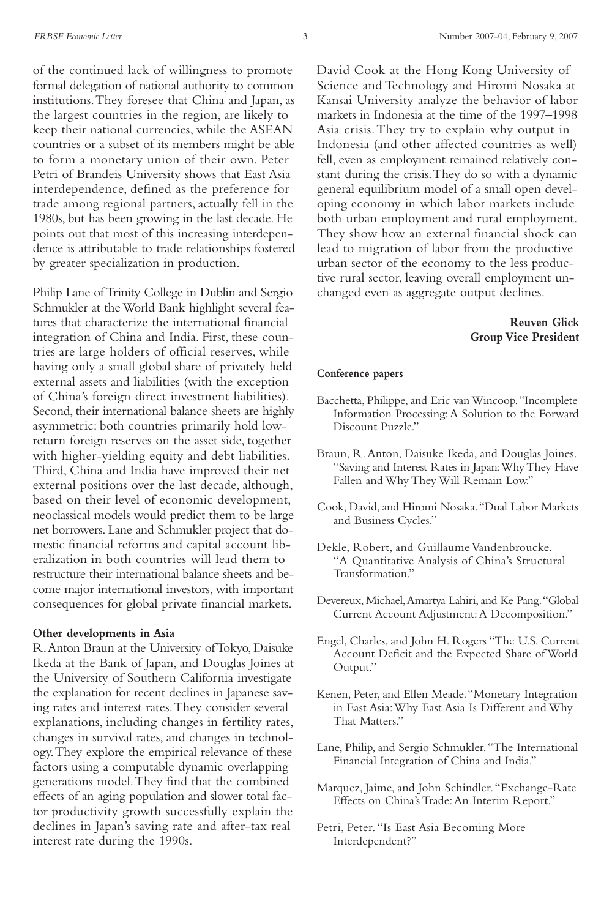of the continued lack of willingness to promote formal delegation of national authority to common institutions. They foresee that China and Japan, as the largest countries in the region, are likely to keep their national currencies, while the ASEAN countries or a subset of its members might be able to form a monetary union of their own. Peter Petri of Brandeis University shows that East Asia interdependence, defined as the preference for trade among regional partners, actually fell in the 1980s, but has been growing in the last decade. He points out that most of this increasing interdependence is attributable to trade relationships fostered by greater specialization in production.

Philip Lane of Trinity College in Dublin and Sergio Schmukler at the World Bank highlight several features that characterize the international financial integration of China and India. First, these countries are large holders of official reserves, while having only a small global share of privately held external assets and liabilities (with the exception of China's foreign direct investment liabilities). Second, their international balance sheets are highly asymmetric: both countries primarily hold low-return foreign reserves on the asset side, together with higher-yielding equity and debt liabilities. Third, China and India have improved their net external positions over the last decade, although, based on their level of economic development, neoclassical models would predict them to be large net borrowers. Lane and Schmukler project that domestic financial reforms and capital account liberalization in both countries will lead them to restructure their international balance sheets and become major international investors, with important consequences for global private financial markets.

**Other developments in Asia**

R. Anton Braun at the University of Tokyo, Daisuke Ikeda at the Bank of Japan, and Douglas Joines at the University of Southern California investigate the explanation for recent declines in Japanese saving rates and interest rates. They consider several explanations, including changes in fertility rates, changes in survival rates, and changes in technology. They explore the empirical relevance of these factors using a computable dynamic overlapping generations model. They find that the combined effects of an aging population and slower total factor productivity growth successfully explain the declines in Japan's saving rate and after-tax real interest rate during the 1990s.

David Cook at the Hong Kong University of Science and Technology and Hiromi Nosaka at Kansai University analyze the behavior of labor markets in Indonesia at the time of the 1997–1998 Asia crisis. They try to explain why output in Indonesia (and other affected countries as well) fell, even as employment remained relatively constant during the crisis. They do so with a dynamic general equilibrium model of a small open developing economy in which labor markets include both urban employment and rural employment. They show how an external financial shock can lead to migration of labor from the productive urban sector of the economy to the less productive rural sector, leaving overall employment unchanged even as aggregate output declines.

**Reuven Glick**
**Group Vice President**

**Conference papers**

Bacchetta, Philippe, and Eric van Wincoop. "Incomplete Information Processing: A Solution to the Forward Discount Puzzle."

Braun, R. Anton, Daisuke Ikeda, and Douglas Joines. "Saving and Interest Rates in Japan: Why They Have Fallen and Why They Will Remain Low."

Cook, David, and Hiromi Nosaka. "Dual Labor Markets and Business Cycles."

Dekle, Robert, and Guillaume Vandenbroucke. "A Quantitative Analysis of China's Structural Transformation."

Devereux, Michael, Amartya Lahiri, and Ke Pang. "Global Current Account Adjustment: A Decomposition."

Engel, Charles, and John H. Rogers "The U.S. Current Account Deficit and the Expected Share of World Output."

Kenen, Peter, and Ellen Meade. "Monetary Integration in East Asia: Why East Asia Is Different and Why That Matters."

Lane, Philip, and Sergio Schmukler. "The International Financial Integration of China and India."

Marquez, Jaime, and John Schindler. "Exchange-Rate Effects on China's Trade: An Interim Report."

Petri, Peter. "Is East Asia Becoming More Interdependent?"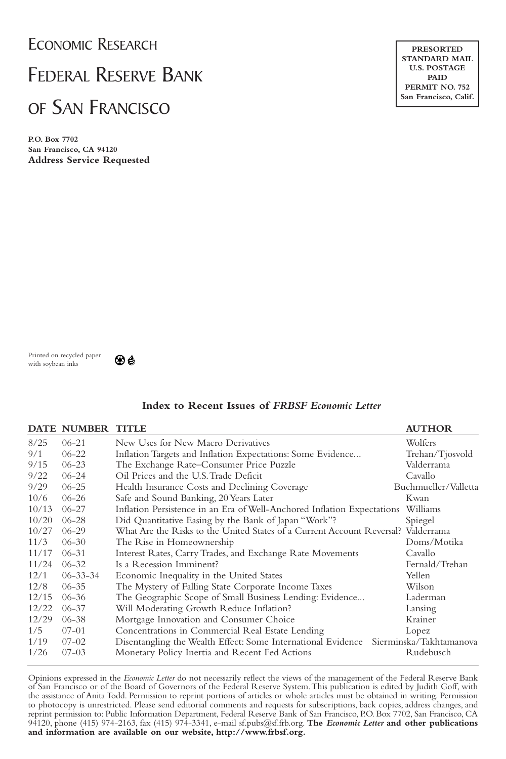# Economic Research

# Federal Reserve Bank of San Francisco

**P.O. Box 7702**
**San Francisco, CA 94120**
**Address Service Requested**

**PRESORTED**
**STANDARD MAIL**
**U.S. POSTAGE**
**PAID**
**PERMIT NO. 752**
**San Francisco, Calif.**

Printed on recycled paper with soybean inks

### Index to Recent Issues of *FRBSF Economic Letter*

| DATE | NUMBER | TITLE | AUTHOR |
|---|---|---|---|
| 8/25 | 06-21 | New Uses for New Macro Derivatives | Wolfers |
| 9/1 | 06-22 | Inflation Targets and Inflation Expectations: Some Evidence... | Trehan/Tjosvold |
| 9/15 | 06-23 | The Exchange Rate–Consumer Price Puzzle | Valderrama |
| 9/22 | 06-24 | Oil Prices and the U.S. Trade Deficit | Cavallo |
| 9/29 | 06-25 | Health Insurance Costs and Declining Coverage | Buchmueller/Valletta |
| 10/6 | 06-26 | Safe and Sound Banking, 20 Years Later | Kwan |
| 10/13 | 06-27 | Inflation Persistence in an Era of Well-Anchored Inflation Expectations | Williams |
| 10/20 | 06-28 | Did Quantitative Easing by the Bank of Japan "Work"? | Spiegel |
| 10/27 | 06-29 | What Are the Risks to the United States of a Current Account Reversal? | Valderrama |
| 11/3 | 06-30 | The Rise in Homeownership | Doms/Motika |
| 11/17 | 06-31 | Interest Rates, Carry Trades, and Exchange Rate Movements | Cavallo |
| 11/24 | 06-32 | Is a Recession Imminent? | Fernald/Trehan |
| 12/1 | 06-33-34 | Economic Inequality in the United States | Yellen |
| 12/8 | 06-35 | The Mystery of Falling State Corporate Income Taxes | Wilson |
| 12/15 | 06-36 | The Geographic Scope of Small Business Lending: Evidence... | Laderman |
| 12/22 | 06-37 | Will Moderating Growth Reduce Inflation? | Lansing |
| 12/29 | 06-38 | Mortgage Innovation and Consumer Choice | Krainer |
| 1/5 | 07-01 | Concentrations in Commercial Real Estate Lending | Lopez |
| 1/19 | 07-02 | Disentangling the Wealth Effect: Some International Evidence | Sierminska/Takhtamanova |
| 1/26 | 07-03 | Monetary Policy Inertia and Recent Fed Actions | Rudebusch |

Opinions expressed in the *Economic Letter* do not necessarily reflect the views of the management of the Federal Reserve Bank of San Francisco or of the Board of Governors of the Federal Reserve System. This publication is edited by Judith Goff, with the assistance of Anita Todd. Permission to reprint portions of articles or whole articles must be obtained in writing. Permission to photocopy is unrestricted. Please send editorial comments and requests for subscriptions, back copies, address changes, and reprint permission to: Public Information Department, Federal Reserve Bank of San Francisco, P.O. Box 7702, San Francisco, CA 94120, phone (415) 974-2163, fax (415) 974-3341, e-mail sf.pubs@sf.frb.org. **The *Economic Letter* and other publications and information are available on our website, http://www.frbsf.org.**